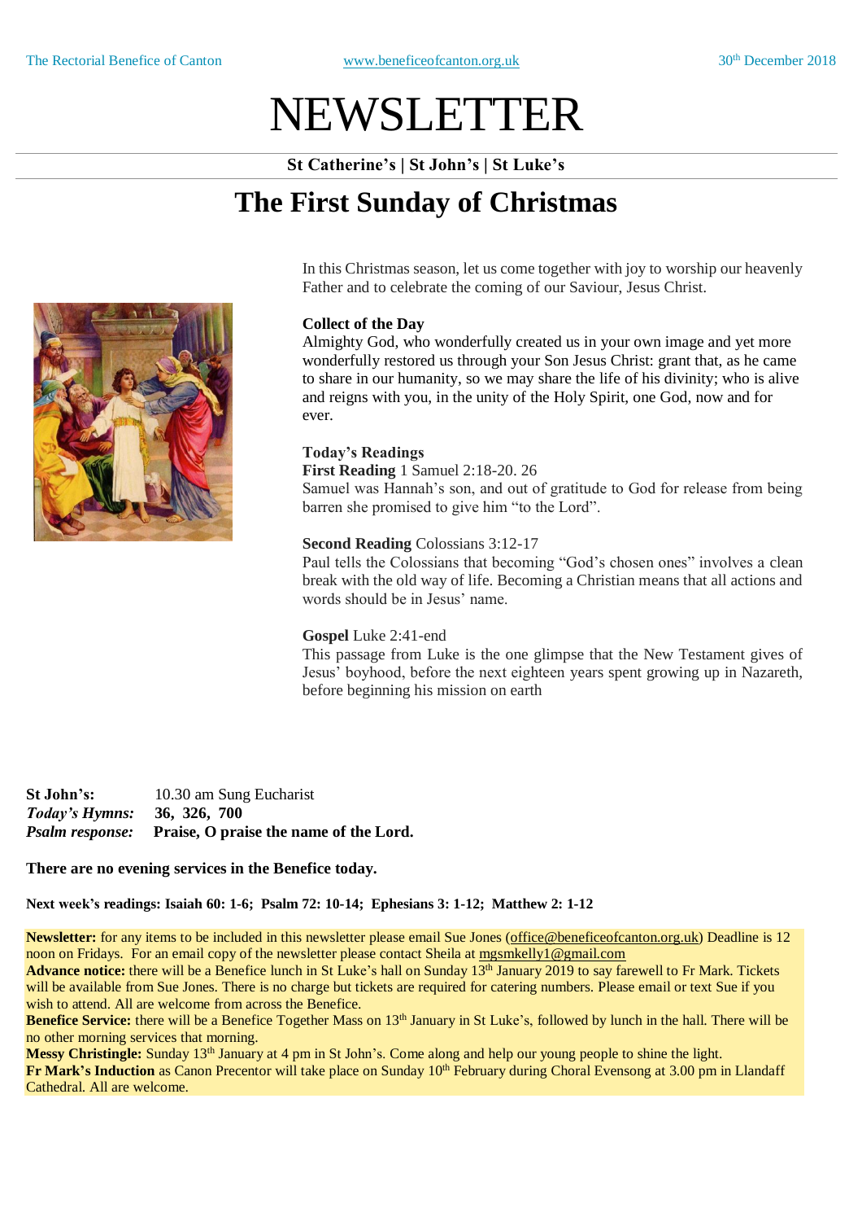The Rectorial Benefice of Canton www.beneficeofcanton.org.uk 30th December 2018

# NEWSLETTER

**St Catherine's | St John's | St Luke's**

## The First Sunday of Christmas

In this Christmas season, let us come together with joy to worship our heavenly Father and to celebrate the coming of our Saviour, Jesus Christ.

**Collect of the Day**
Almighty God, who wonderfully created us in your own image and yet more wonderfully restored us through your Son Jesus Christ: grant that, as he came to share in our humanity, so we may share the life of his divinity; who is alive and reigns with you, in the unity of the Holy Spirit, one God, now and for ever.

**Today's Readings**
**First Reading** 1 Samuel 2:18-20. 26
Samuel was Hannah's son, and out of gratitude to God for release from being barren she promised to give him "to the Lord".

**Second Reading** Colossians 3:12-17
Paul tells the Colossians that becoming "God's chosen ones" involves a clean break with the old way of life. Becoming a Christian means that all actions and words should be in Jesus' name.

**Gospel** Luke 2:41-end
This passage from Luke is the one glimpse that the New Testament gives of Jesus' boyhood, before the next eighteen years spent growing up in Nazareth, before beginning his mission on earth

**St John's:** 10.30 am Sung Eucharist
***Today's Hymns:*** **36, 326, 700**
***Psalm response:*** **Praise, O praise the name of the Lord.**

**There are no evening services in the Benefice today.**

**Next week's readings: Isaiah 60: 1-6; Psalm 72: 10-14; Ephesians 3: 1-12; Matthew 2: 1-12**

**Newsletter:** for any items to be included in this newsletter please email Sue Jones (office@beneficeofcanton.org.uk) Deadline is 12 noon on Fridays. For an email copy of the newsletter please contact Sheila at mgsmkelly1@gmail.com
**Advance notice:** there will be a Benefice lunch in St Luke's hall on Sunday 13th January 2019 to say farewell to Fr Mark. Tickets will be available from Sue Jones. There is no charge but tickets are required for catering numbers. Please email or text Sue if you wish to attend. All are welcome from across the Benefice.
**Benefice Service:** there will be a Benefice Together Mass on 13th January in St Luke's, followed by lunch in the hall. There will be no other morning services that morning.
**Messy Christingle:** Sunday 13th January at 4 pm in St John's. Come along and help our young people to shine the light.
**Fr Mark's Induction** as Canon Precentor will take place on Sunday 10th February during Choral Evensong at 3.00 pm in Llandaff Cathedral. All are welcome.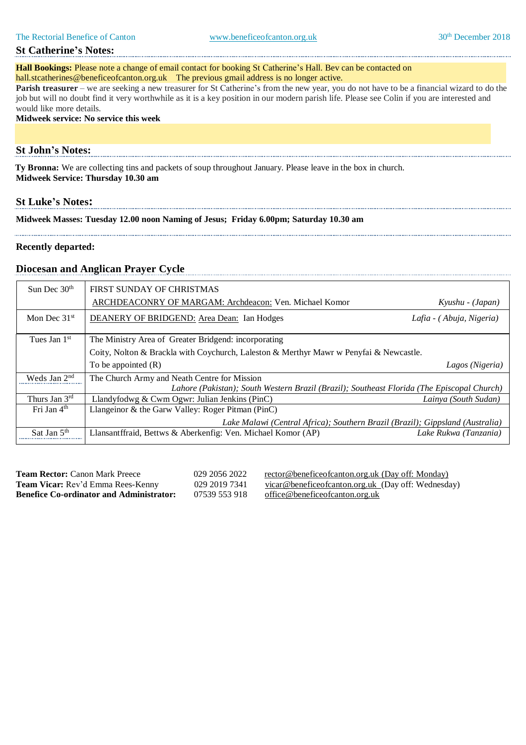## St Catherine's Notes:

**Hall Bookings:** Please note a change of email contact for booking St Catherine's Hall. Bev can be contacted on hall.stcatherines@beneficeofcanton.org.uk The previous gmail address is no longer active.

**Parish treasurer** – we are seeking a new treasurer for St Catherine's from the new year, you do not have to be a financial wizard to do the job but will no doubt find it very worthwhile as it is a key position in our modern parish life. Please see Colin if you are interested and would like more details.

**Midweek service: No service this week**

## St John's Notes:

**Ty Bronna:** We are collecting tins and packets of soup throughout January. Please leave in the box in church.

**Midweek Service: Thursday 10.30 am**

## St Luke's Notes:

**Midweek Masses: Tuesday 12.00 noon Naming of Jesus; Friday 6.00pm; Saturday 10.30 am**

**Recently departed:**

## Diocesan and Anglican Prayer Cycle

| | | |
|---|---|---|
| Sun Dec 30th | FIRST SUNDAY OF CHRISTMAS<br>ARCHDEACONRY OF MARGAM: Archdeacon: Ven. Michael Komor | *Kyushu - (Japan)* |
| Mon Dec 31st | DEANERY OF BRIDGEND: Area Dean: Ian Hodges | *Lafia - ( Abuja, Nigeria)* |
| Tues Jan 1st | The Ministry Area of Greater Bridgend: incorporating<br>Coity, Nolton & Brackla with Coychurch, Laleston & Merthyr Mawr w Penyfai & Newcastle.<br>To be appointed (R) | *Lagos (Nigeria)* |
| Weds Jan 2nd | The Church Army and Neath Centre for Mission | *Lahore (Pakistan); South Western Brazil (Brazil); Southeast Florida (The Episcopal Church)* |
| Thurs Jan 3rd | Llandyfodwg & Cwm Ogwr: Julian Jenkins (PinC) | *Lainya (South Sudan)* |
| Fri Jan 4th | Llangeinor & the Garw Valley: Roger Pitman (PinC) | *Lake Malawi (Central Africa); Southern Brazil (Brazil); Gippsland (Australia)* |
| Sat Jan 5th | Llansantffraid, Bettws & Aberkenfig: Ven. Michael Komor (AP) | *Lake Rukwa (Tanzania)* |

| | | |
|---|---|---|
| **Team Rector:** Canon Mark Preece | 029 2056 2022 | rector@beneficeofcanton.org.uk (Day off: Monday) |
| **Team Vicar:** Rev'd Emma Rees-Kenny | 029 2019 7341 | vicar@beneficeofcanton.org.uk (Day off: Wednesday) |
| **Benefice Co-ordinator and Administrator:** | 07539 553 918 | office@beneficeofcanton.org.uk |